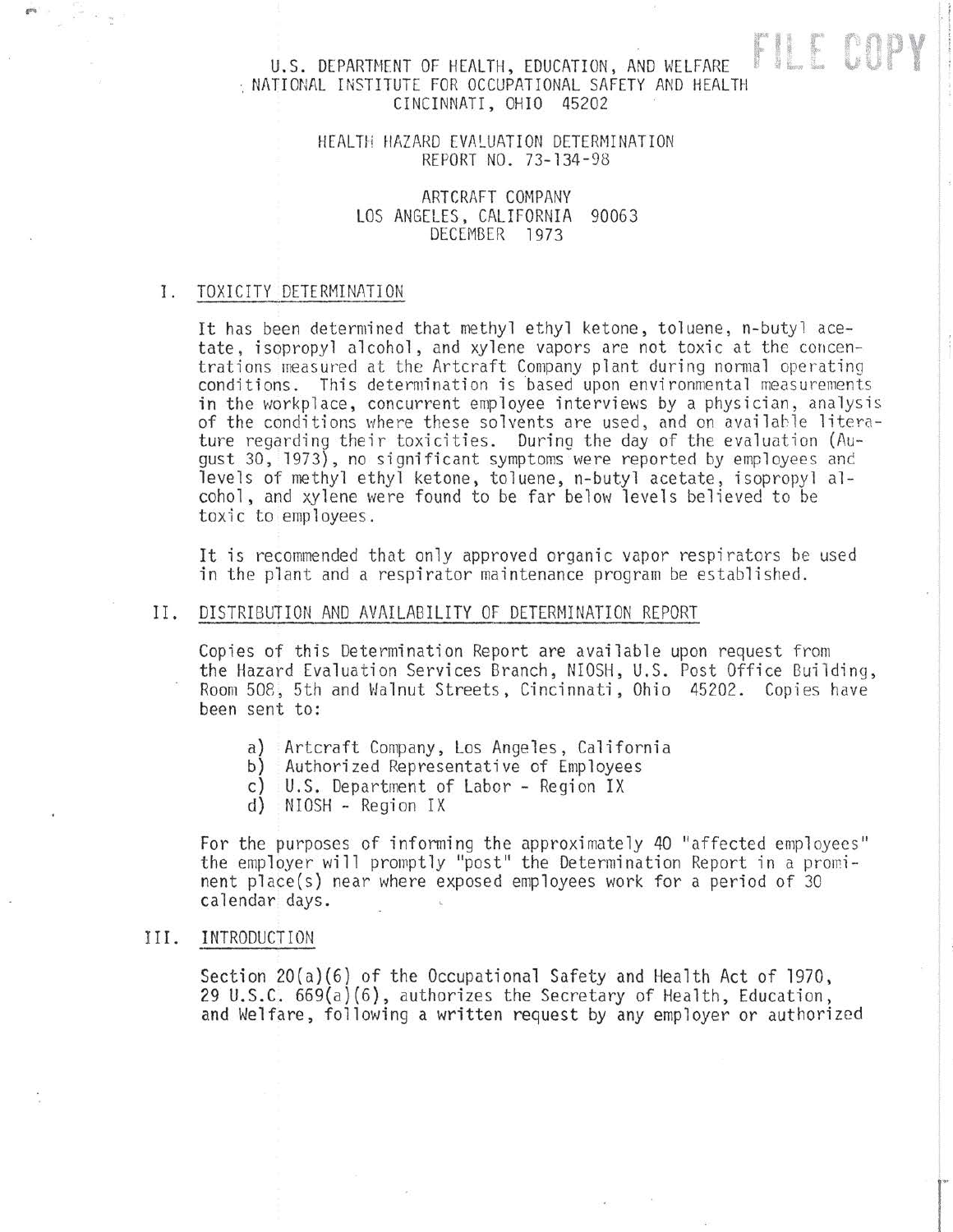FILE COPY

U.S. DEPARTMENT OF HEALTH, EDUCATION, AND WELFARE
NATIONAL INSTITUTE FOR OCCUPATIONAL SAFETY AND HEALTH
CINCINNATI, OHIO 45202

HEALTH HAZARD EVALUATION DETERMINATION
REPORT NO. 73-134-98

ARTCRAFT COMPANY
LOS ANGELES, CALIFORNIA 90063
DECEMBER 1973

## I. TOXICITY DETERMINATION

It has been determined that methyl ethyl ketone, toluene, n-butyl acetate, isopropyl alcohol, and xylene vapors are not toxic at the concentrations measured at the Artcraft Company plant during normal operating conditions. This determination is based upon environmental measurements in the workplace, concurrent employee interviews by a physician, analysis of the conditions where these solvents are used, and on available literature regarding their toxicities. During the day of the evaluation (August 30, 1973), no significant symptoms were reported by employees and levels of methyl ethyl ketone, toluene, n-butyl acetate, isopropyl alcohol, and xylene were found to be far below levels believed to be toxic to employees.

It is recommended that only approved organic vapor respirators be used in the plant and a respirator maintenance program be established.

## II. DISTRIBUTION AND AVAILABILITY OF DETERMINATION REPORT

Copies of this Determination Report are available upon request from the Hazard Evaluation Services Branch, NIOSH, U.S. Post Office Building, Room 508, 5th and Walnut Streets, Cincinnati, Ohio 45202. Copies have been sent to:

a) Artcraft Company, Los Angeles, California
b) Authorized Representative of Employees
c) U.S. Department of Labor - Region IX
d) NIOSH - Region IX

For the purposes of informing the approximately 40 "affected employees" the employer will promptly "post" the Determination Report in a prominent place(s) near where exposed employees work for a period of 30 calendar days.

## III. INTRODUCTION

Section 20(a)(6) of the Occupational Safety and Health Act of 1970, 29 U.S.C. 669(a)(6), authorizes the Secretary of Health, Education, and Welfare, following a written request by any employer or authorized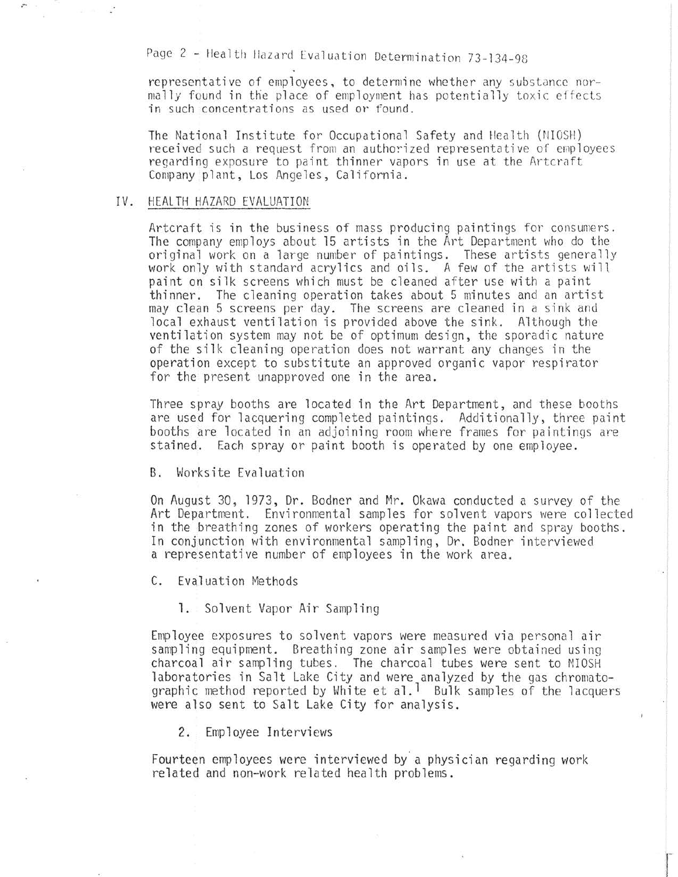representative of employees, to determine whether any substance normally found in the place of employment has potentially toxic effects in such concentrations as used or found.

The National Institute for Occupational Safety and Health (NIOSH) received such a request from an authorized representative of employees regarding exposure to paint thinner vapors in use at the Artcraft Company plant, Los Angeles, California.

## IV. HEALTH HAZARD EVALUATION

Artcraft is in the business of mass producing paintings for consumers. The company employs about 15 artists in the Art Department who do the original work on a large number of paintings. These artists generally work only with standard acrylics and oils. A few of the artists will paint on silk screens which must be cleaned after use with a paint thinner. The cleaning operation takes about 5 minutes and an artist may clean 5 screens per day. The screens are cleaned in a sink and local exhaust ventilation is provided above the sink. Although the ventilation system may not be of optimum design, the sporadic nature of the silk cleaning operation does not warrant any changes in the operation except to substitute an approved organic vapor respirator for the present unapproved one in the area.

Three spray booths are located in the Art Department, and these booths are used for lacquering completed paintings. Additionally, three paint booths are located in an adjoining room where frames for paintings are stained. Each spray or paint booth is operated by one employee.

### B. Worksite Evaluation

On August 30, 1973, Dr. Bodner and Mr. Okawa conducted a survey of the Art Department. Environmental samples for solvent vapors were collected in the breathing zones of workers operating the paint and spray booths. In conjunction with environmental sampling, Dr. Bodner interviewed a representative number of employees in the work area.

### C. Evaluation Methods

#### 1. Solvent Vapor Air Sampling

Employee exposures to solvent vapors were measured via personal air sampling equipment. Breathing zone air samples were obtained using charcoal air sampling tubes. The charcoal tubes were sent to NIOSH laboratories in Salt Lake City and were analyzed by the gas chromatographic method reported by White et al.[1] Bulk samples of the lacquers were also sent to Salt Lake City for analysis.

#### 2. Employee Interviews

Fourteen employees were interviewed by a physician regarding work related and non-work related health problems.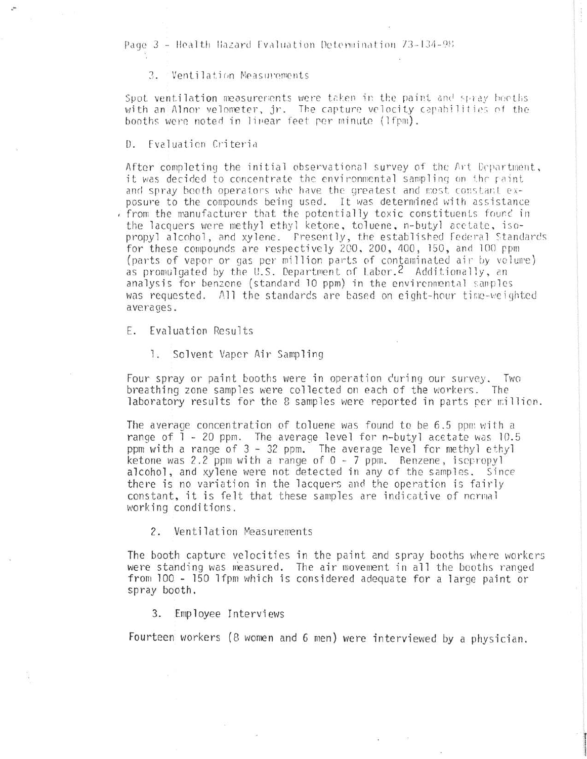3. Ventilation Measurements

Spot ventilation measurements were taken in the paint and spray booths with an Alnor velometer, jr. The capture velocity capabilities of the booths were noted in linear feet per minute (lfpm).

D. Evaluation Criteria

After completing the initial observational survey of the Art Department, it was decided to concentrate the environmental sampling on the paint and spray booth operators who have the greatest and most constant exposure to the compounds being used. It was determined with assistance from the manufacturer that the potentially toxic constituents found in the lacquers were methyl ethyl ketone, toluene, n-butyl acetate, isopropyl alcohol, and xylene. Presently, the established Federal Standards for these compounds are respectively 200, 200, 400, 150, and 100 ppm (parts of vapor or gas per million parts of contaminated air by volume) as promulgated by the U.S. Department of Labor.[2] Additionally, an analysis for benzene (standard 10 ppm) in the environmental samples was requested. All the standards are based on eight-hour time-weighted averages.

E. Evaluation Results

1. Solvent Vapor Air Sampling

Four spray or paint booths were in operation during our survey. Two breathing zone samples were collected on each of the workers. The laboratory results for the 8 samples were reported in parts per million.

The average concentration of toluene was found to be 6.5 ppm with a range of 1 - 20 ppm. The average level for n-butyl acetate was 10.5 ppm with a range of 3 - 32 ppm. The average level for methyl ethyl ketone was 2.2 ppm with a range of 0 - 7 ppm. Benzene, isopropyl alcohol, and xylene were not detected in any of the samples. Since there is no variation in the lacquers and the operation is fairly constant, it is felt that these samples are indicative of normal working conditions.

2. Ventilation Measurements

The booth capture velocities in the paint and spray booths where workers were standing was measured. The air movement in all the booths ranged from 100 - 150 lfpm which is considered adequate for a large paint or spray booth.

3. Employee Interviews

Fourteen workers (8 women and 6 men) were interviewed by a physician.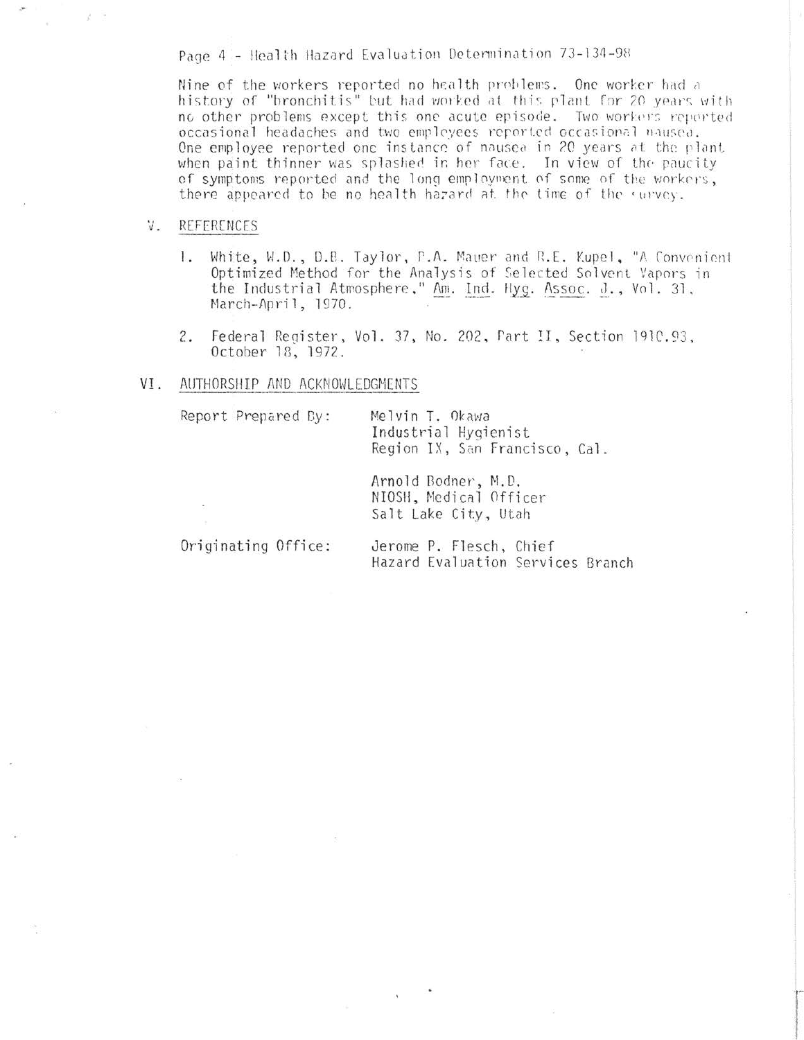Nine of the workers reported no health problems. One worker had a history of "bronchitis" but had worked at this plant for 20 years with no other problems except this one acute episode. Two workers reported occasional headaches and two employees reported occasional nausea. One employee reported one instance of nausea in 20 years at the plant when paint thinner was splashed in her face. In view of the paucity of symptoms reported and the long employment of some of the workers, there appeared to be no health hazard at the time of the survey.

## V. REFERENCES

1. White, W.D., D.B. Taylor, P.A. Mauer and R.E. Kupel, "A Convenient Optimized Method for the Analysis of Selected Solvent Vapors in the Industrial Atmosphere," Am. Ind. Hyg. Assoc. J., Vol. 31, March-April, 1970.

2. Federal Register, Vol. 37, No. 202, Part II, Section 1910.93, October 18, 1972.

## VI. AUTHORSHIP AND ACKNOWLEDGMENTS

Report Prepared By:

Melvin T. Okawa
Industrial Hygienist
Region IX, San Francisco, Cal.

Arnold Bodner, M.D.
NIOSH, Medical Officer
Salt Lake City, Utah

Originating Office:

Jerome P. Flesch, Chief
Hazard Evaluation Services Branch